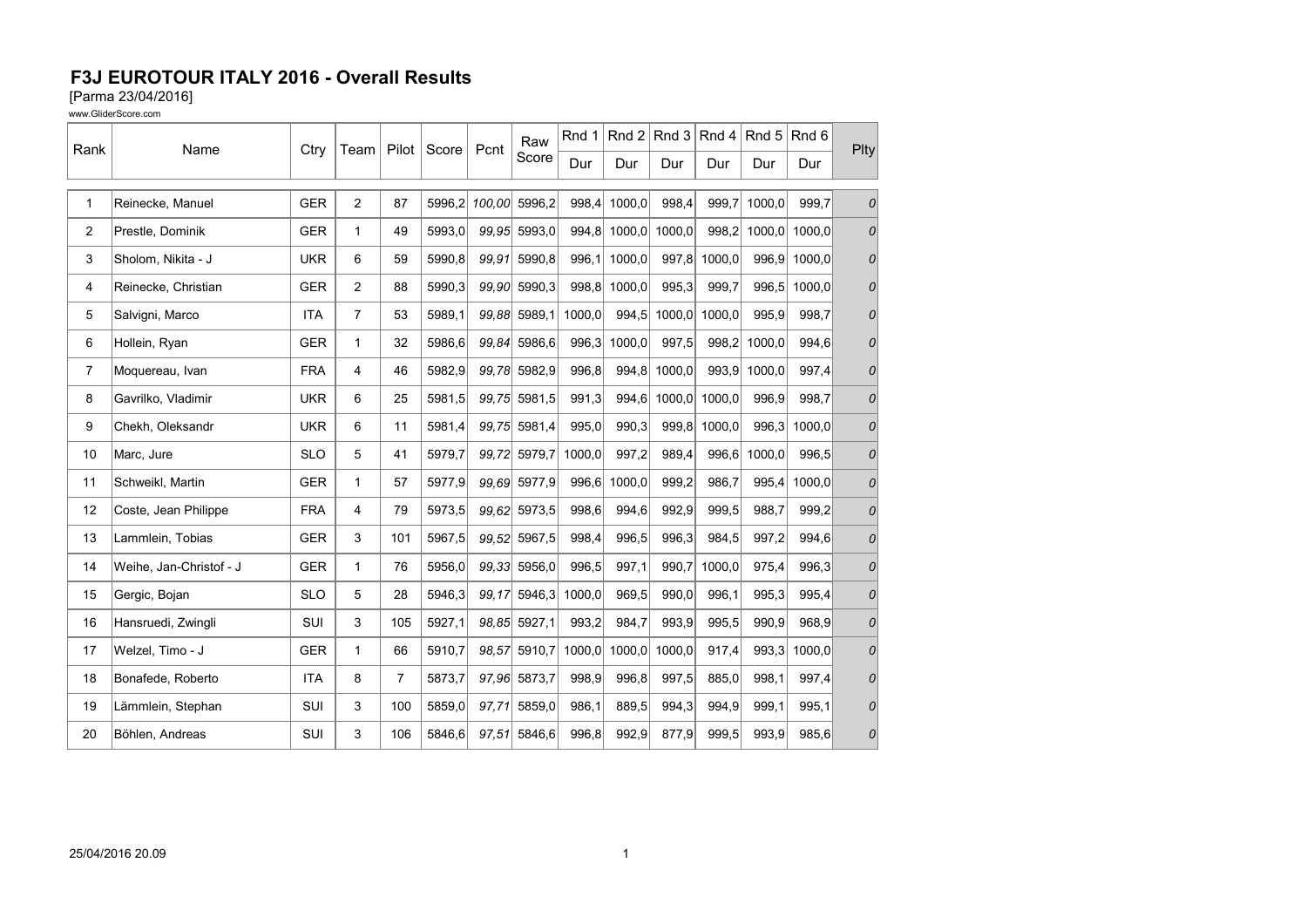# F3J EUROTOUR ITALY 2016 - Overall Results

[Parma 23/04/2016]

www.GliderScore.com

| Rank | Name | Ctry | Team | Pilot | Score | Pcnt | Raw Score | Rnd 1 | Rnd 2 | Rnd 3 | Rnd 4 | Rnd 5 | Rnd 6 | Plty |
|---|---|---|---|---|---|---|---|---|---|---|---|---|---|---|
| | | | | | | | | Dur | Dur | Dur | Dur | Dur | Dur | |
| 1 | Reinecke, Manuel | GER | 2 | 87 | 5996,2 | *100,00* | 5996,2 | 998,4 | 1000,0 | 998,4 | 999,7 | 1000,0 | 999,7 | *0* |
| 2 | Prestle, Dominik | GER | 1 | 49 | 5993,0 | *99,95* | 5993,0 | 994,8 | 1000,0 | 1000,0 | 998,2 | 1000,0 | 1000,0 | *0* |
| 3 | Sholom, Nikita - J | UKR | 6 | 59 | 5990,8 | *99,91* | 5990,8 | 996,1 | 1000,0 | 997,8 | 1000,0 | 996,9 | 1000,0 | *0* |
| 4 | Reinecke, Christian | GER | 2 | 88 | 5990,3 | *99,90* | 5990,3 | 998,8 | 1000,0 | 995,3 | 999,7 | 996,5 | 1000,0 | *0* |
| 5 | Salvigni, Marco | ITA | 7 | 53 | 5989,1 | *99,88* | 5989,1 | 1000,0 | 994,5 | 1000,0 | 1000,0 | 995,9 | 998,7 | *0* |
| 6 | Hollein, Ryan | GER | 1 | 32 | 5986,6 | *99,84* | 5986,6 | 996,3 | 1000,0 | 997,5 | 998,2 | 1000,0 | 994,6 | *0* |
| 7 | Moquereau, Ivan | FRA | 4 | 46 | 5982,9 | *99,78* | 5982,9 | 996,8 | 994,8 | 1000,0 | 993,9 | 1000,0 | 997,4 | *0* |
| 8 | Gavrilko, Vladimir | UKR | 6 | 25 | 5981,5 | *99,75* | 5981,5 | 991,3 | 994,6 | 1000,0 | 1000,0 | 996,9 | 998,7 | *0* |
| 9 | Chekh, Oleksandr | UKR | 6 | 11 | 5981,4 | *99,75* | 5981,4 | 995,0 | 990,3 | 999,8 | 1000,0 | 996,3 | 1000,0 | *0* |
| 10 | Marc, Jure | SLO | 5 | 41 | 5979,7 | *99,72* | 5979,7 | 1000,0 | 997,2 | 989,4 | 996,6 | 1000,0 | 996,5 | *0* |
| 11 | Schweikl, Martin | GER | 1 | 57 | 5977,9 | *99,69* | 5977,9 | 996,6 | 1000,0 | 999,2 | 986,7 | 995,4 | 1000,0 | *0* |
| 12 | Coste, Jean Philippe | FRA | 4 | 79 | 5973,5 | *99,62* | 5973,5 | 998,6 | 994,6 | 992,9 | 999,5 | 988,7 | 999,2 | *0* |
| 13 | Lammlein, Tobias | GER | 3 | 101 | 5967,5 | *99,52* | 5967,5 | 998,4 | 996,5 | 996,3 | 984,5 | 997,2 | 994,6 | *0* |
| 14 | Weihe, Jan-Christof - J | GER | 1 | 76 | 5956,0 | *99,33* | 5956,0 | 996,5 | 997,1 | 990,7 | 1000,0 | 975,4 | 996,3 | *0* |
| 15 | Gergic, Bojan | SLO | 5 | 28 | 5946,3 | *99,17* | 5946,3 | 1000,0 | 969,5 | 990,0 | 996,1 | 995,3 | 995,4 | *0* |
| 16 | Hansruedi, Zwingli | SUI | 3 | 105 | 5927,1 | *98,85* | 5927,1 | 993,2 | 984,7 | 993,9 | 995,5 | 990,9 | 968,9 | *0* |
| 17 | Welzel, Timo - J | GER | 1 | 66 | 5910,7 | *98,57* | 5910,7 | 1000,0 | 1000,0 | 1000,0 | 917,4 | 993,3 | 1000,0 | *0* |
| 18 | Bonafede, Roberto | ITA | 8 | 7 | 5873,7 | *97,96* | 5873,7 | 998,9 | 996,8 | 997,5 | 885,0 | 998,1 | 997,4 | *0* |
| 19 | Lämmlein, Stephan | SUI | 3 | 100 | 5859,0 | *97,71* | 5859,0 | 986,1 | 889,5 | 994,3 | 994,9 | 999,1 | 995,1 | *0* |
| 20 | Böhlen, Andreas | SUI | 3 | 106 | 5846,6 | *97,51* | 5846,6 | 996,8 | 992,9 | 877,9 | 999,5 | 993,9 | 985,6 | *0* |

25/04/2016 20.09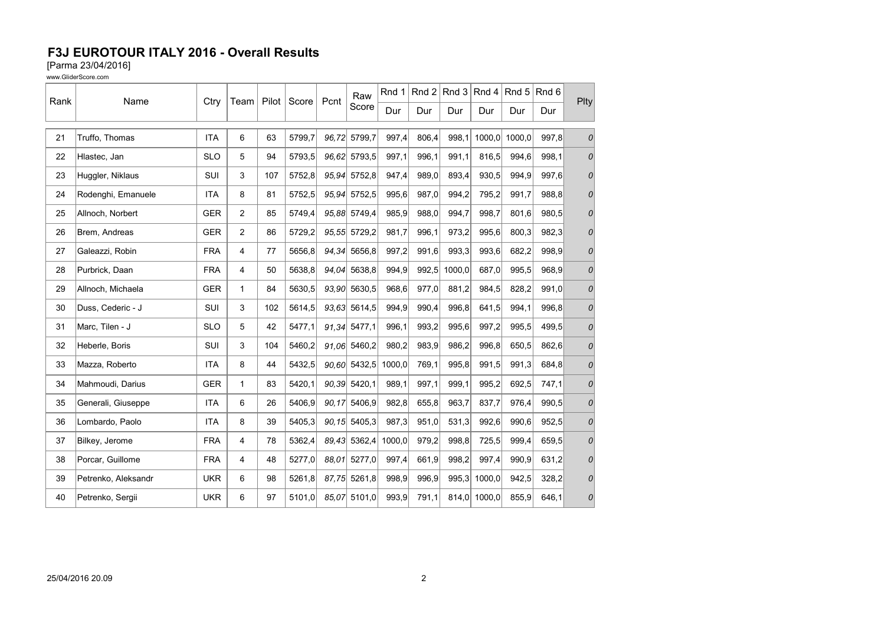# F3J EUROTOUR ITALY 2016 - Overall Results

[Parma 23/04/2016]

www.GliderScore.com

| Rank | Name | Ctry | Team | Pilot | Score | Pcnt | Raw Score | Rnd 1 | Rnd 2 | Rnd 3 | Rnd 4 | Rnd 5 | Rnd 6 | Plty |
|---|---|---|---|---|---|---|---|---|---|---|---|---|---|---|
| | | | | | | | | Dur | Dur | Dur | Dur | Dur | Dur | |
| 21 | Truffo, Thomas | ITA | 6 | 63 | 5799,7 | 96,72 | 5799,7 | 997,4 | 806,4 | 998,1 | 1000,0 | 1000,0 | 997,8 | 0 |
| 22 | Hlastec, Jan | SLO | 5 | 94 | 5793,5 | 96,62 | 5793,5 | 997,1 | 996,1 | 991,1 | 816,5 | 994,6 | 998,1 | 0 |
| 23 | Huggler, Niklaus | SUI | 3 | 107 | 5752,8 | 95,94 | 5752,8 | 947,4 | 989,0 | 893,4 | 930,5 | 994,9 | 997,6 | 0 |
| 24 | Rodenghi, Emanuele | ITA | 8 | 81 | 5752,5 | 95,94 | 5752,5 | 995,6 | 987,0 | 994,2 | 795,2 | 991,7 | 988,8 | 0 |
| 25 | Allnoch, Norbert | GER | 2 | 85 | 5749,4 | 95,88 | 5749,4 | 985,9 | 988,0 | 994,7 | 998,7 | 801,6 | 980,5 | 0 |
| 26 | Brem, Andreas | GER | 2 | 86 | 5729,2 | 95,55 | 5729,2 | 981,7 | 996,1 | 973,2 | 995,6 | 800,3 | 982,3 | 0 |
| 27 | Galeazzi, Robin | FRA | 4 | 77 | 5656,8 | 94,34 | 5656,8 | 997,2 | 991,6 | 993,3 | 993,6 | 682,2 | 998,9 | 0 |
| 28 | Purbrick, Daan | FRA | 4 | 50 | 5638,8 | 94,04 | 5638,8 | 994,9 | 992,5 | 1000,0 | 687,0 | 995,5 | 968,9 | 0 |
| 29 | Allnoch, Michaela | GER | 1 | 84 | 5630,5 | 93,90 | 5630,5 | 968,6 | 977,0 | 881,2 | 984,5 | 828,2 | 991,0 | 0 |
| 30 | Duss, Cederic - J | SUI | 3 | 102 | 5614,5 | 93,63 | 5614,5 | 994,9 | 990,4 | 996,8 | 641,5 | 994,1 | 996,8 | 0 |
| 31 | Marc, Tilen - J | SLO | 5 | 42 | 5477,1 | 91,34 | 5477,1 | 996,1 | 993,2 | 995,6 | 997,2 | 995,5 | 499,5 | 0 |
| 32 | Heberle, Boris | SUI | 3 | 104 | 5460,2 | 91,06 | 5460,2 | 980,2 | 983,9 | 986,2 | 996,8 | 650,5 | 862,6 | 0 |
| 33 | Mazza, Roberto | ITA | 8 | 44 | 5432,5 | 90,60 | 5432,5 | 1000,0 | 769,1 | 995,8 | 991,5 | 991,3 | 684,8 | 0 |
| 34 | Mahmoudi, Darius | GER | 1 | 83 | 5420,1 | 90,39 | 5420,1 | 989,1 | 997,1 | 999,1 | 995,2 | 692,5 | 747,1 | 0 |
| 35 | Generali, Giuseppe | ITA | 6 | 26 | 5406,9 | 90,17 | 5406,9 | 982,8 | 655,8 | 963,7 | 837,7 | 976,4 | 990,5 | 0 |
| 36 | Lombardo, Paolo | ITA | 8 | 39 | 5405,3 | 90,15 | 5405,3 | 987,3 | 951,0 | 531,3 | 992,6 | 990,6 | 952,5 | 0 |
| 37 | Bilkey, Jerome | FRA | 4 | 78 | 5362,4 | 89,43 | 5362,4 | 1000,0 | 979,2 | 998,8 | 725,5 | 999,4 | 659,5 | 0 |
| 38 | Porcar, Guillome | FRA | 4 | 48 | 5277,0 | 88,01 | 5277,0 | 997,4 | 661,9 | 998,2 | 997,4 | 990,9 | 631,2 | 0 |
| 39 | Petrenko, Aleksandr | UKR | 6 | 98 | 5261,8 | 87,75 | 5261,8 | 998,9 | 996,9 | 995,3 | 1000,0 | 942,5 | 328,2 | 0 |
| 40 | Petrenko, Sergii | UKR | 6 | 97 | 5101,0 | 85,07 | 5101,0 | 993,9 | 791,1 | 814,0 | 1000,0 | 855,9 | 646,1 | 0 |

25/04/2016 20.09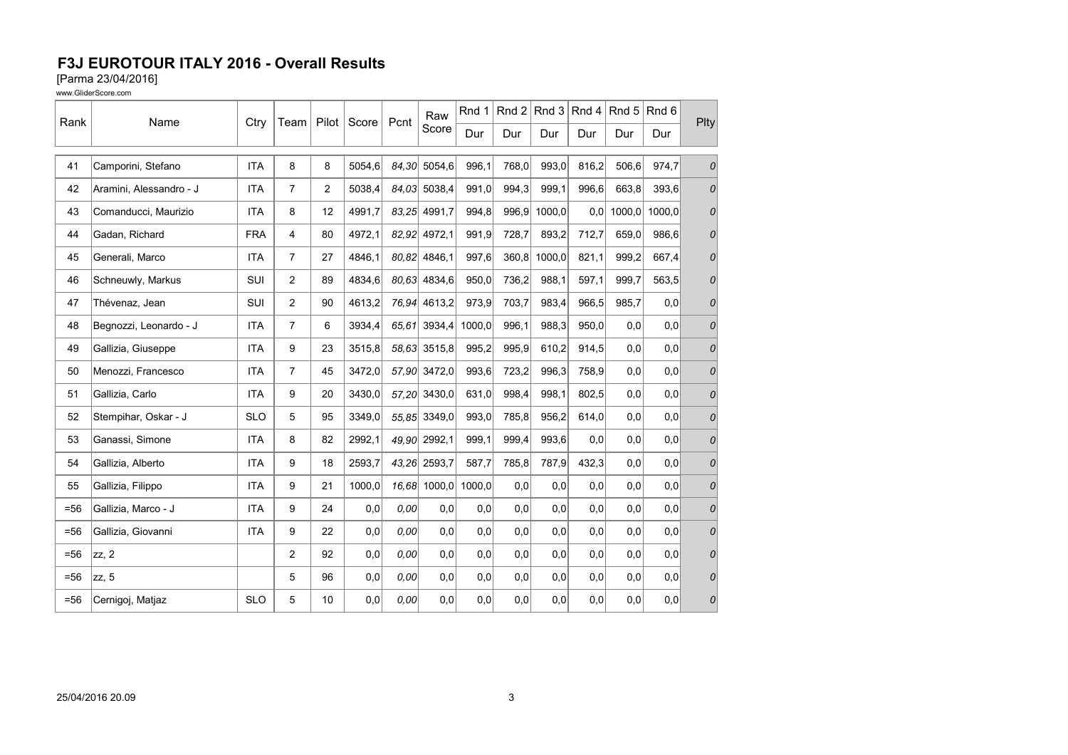# F3J EUROTOUR ITALY 2016 - Overall Results

[Parma 23/04/2016]

www.GliderScore.com

| Rank | Name | Ctry | Team | Pilot | Score | Pcnt | Raw Score | Rnd 1 | Rnd 2 | Rnd 3 | Rnd 4 | Rnd 5 | Rnd 6 | Plty |
|---|---|---|---|---|---|---|---|---|---|---|---|---|---|---|
| | | | | | | | | Dur | Dur | Dur | Dur | Dur | Dur | |
| 41 | Camporini, Stefano | ITA | 8 | 8 | 5054,6 | *84,30* | 5054,6 | 996,1 | 768,0 | 993,0 | 816,2 | 506,6 | 974,7 | *0* |
| 42 | Aramini, Alessandro - J | ITA | 7 | 2 | 5038,4 | *84,03* | 5038,4 | 991,0 | 994,3 | 999,1 | 996,6 | 663,8 | 393,6 | *0* |
| 43 | Comanducci, Maurizio | ITA | 8 | 12 | 4991,7 | *83,25* | 4991,7 | 994,8 | 996,9 | 1000,0 | 0,0 | 1000,0 | 1000,0 | *0* |
| 44 | Gadan, Richard | FRA | 4 | 80 | 4972,1 | *82,92* | 4972,1 | 991,9 | 728,7 | 893,2 | 712,7 | 659,0 | 986,6 | *0* |
| 45 | Generali, Marco | ITA | 7 | 27 | 4846,1 | *80,82* | 4846,1 | 997,6 | 360,8 | 1000,0 | 821,1 | 999,2 | 667,4 | *0* |
| 46 | Schneuwly, Markus | SUI | 2 | 89 | 4834,6 | *80,63* | 4834,6 | 950,0 | 736,2 | 988,1 | 597,1 | 999,7 | 563,5 | *0* |
| 47 | Thévenaz, Jean | SUI | 2 | 90 | 4613,2 | *76,94* | 4613,2 | 973,9 | 703,7 | 983,4 | 966,5 | 985,7 | 0,0 | *0* |
| 48 | Begnozzi, Leonardo - J | ITA | 7 | 6 | 3934,4 | *65,61* | 3934,4 | 1000,0 | 996,1 | 988,3 | 950,0 | 0,0 | 0,0 | *0* |
| 49 | Gallizia, Giuseppe | ITA | 9 | 23 | 3515,8 | *58,63* | 3515,8 | 995,2 | 995,9 | 610,2 | 914,5 | 0,0 | 0,0 | *0* |
| 50 | Menozzi, Francesco | ITA | 7 | 45 | 3472,0 | *57,90* | 3472,0 | 993,6 | 723,2 | 996,3 | 758,9 | 0,0 | 0,0 | *0* |
| 51 | Gallizia, Carlo | ITA | 9 | 20 | 3430,0 | *57,20* | 3430,0 | 631,0 | 998,4 | 998,1 | 802,5 | 0,0 | 0,0 | *0* |
| 52 | Stempihar, Oskar - J | SLO | 5 | 95 | 3349,0 | *55,85* | 3349,0 | 993,0 | 785,8 | 956,2 | 614,0 | 0,0 | 0,0 | *0* |
| 53 | Ganassi, Simone | ITA | 8 | 82 | 2992,1 | *49,90* | 2992,1 | 999,1 | 999,4 | 993,6 | 0,0 | 0,0 | 0,0 | *0* |
| 54 | Gallizia, Alberto | ITA | 9 | 18 | 2593,7 | *43,26* | 2593,7 | 587,7 | 785,8 | 787,9 | 432,3 | 0,0 | 0,0 | *0* |
| 55 | Gallizia, Filippo | ITA | 9 | 21 | 1000,0 | *16,68* | 1000,0 | 1000,0 | 0,0 | 0,0 | 0,0 | 0,0 | 0,0 | *0* |
| =56 | Gallizia, Marco - J | ITA | 9 | 24 | 0,0 | *0,00* | 0,0 | 0,0 | 0,0 | 0,0 | 0,0 | 0,0 | 0,0 | *0* |
| =56 | Gallizia, Giovanni | ITA | 9 | 22 | 0,0 | *0,00* | 0,0 | 0,0 | 0,0 | 0,0 | 0,0 | 0,0 | 0,0 | *0* |
| =56 | zz, 2 | | 2 | 92 | 0,0 | *0,00* | 0,0 | 0,0 | 0,0 | 0,0 | 0,0 | 0,0 | 0,0 | *0* |
| =56 | zz, 5 | | 5 | 96 | 0,0 | *0,00* | 0,0 | 0,0 | 0,0 | 0,0 | 0,0 | 0,0 | 0,0 | *0* |
| =56 | Cernigoj, Matjaz | SLO | 5 | 10 | 0,0 | *0,00* | 0,0 | 0,0 | 0,0 | 0,0 | 0,0 | 0,0 | 0,0 | *0* |

25/04/2016 20.09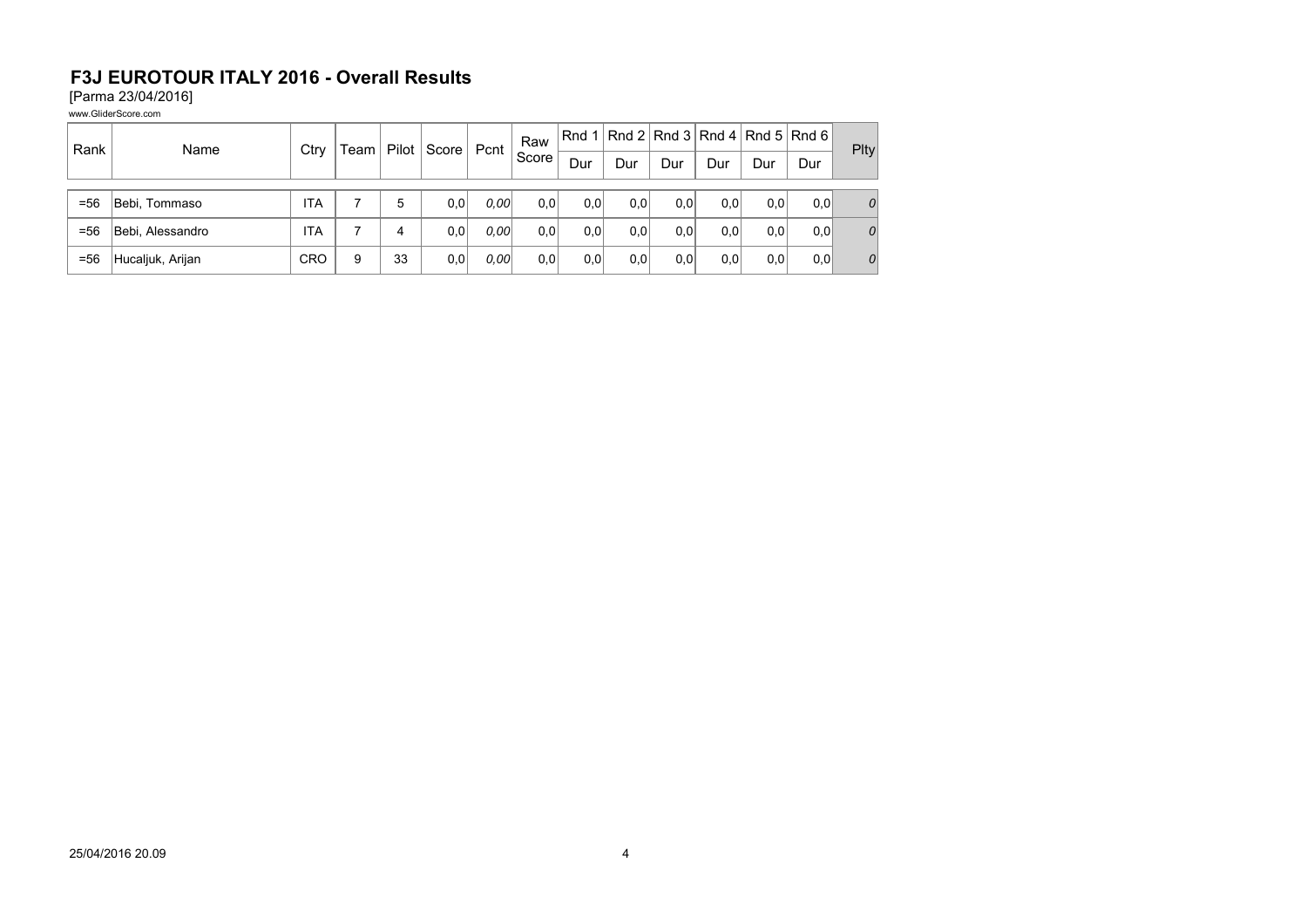# F3J EUROTOUR ITALY 2016 - Overall Results

[Parma 23/04/2016]

www.GliderScore.com

| Rank | Name | Ctry | Team | Pilot | Score | Pcnt | Raw Score | Rnd 1 | Rnd 2 | Rnd 3 | Rnd 4 | Rnd 5 | Rnd 6 | Plty |
|---|---|---|---|---|---|---|---|---|---|---|---|---|---|---|
| | | | | | | | | Dur | Dur | Dur | Dur | Dur | Dur | |
| =56 | Bebi, Tommaso | ITA | 7 | 5 | 0,0 | *0,00* | 0,0 | 0,0 | 0,0 | 0,0 | 0,0 | 0,0 | 0,0 | *0* |
| =56 | Bebi, Alessandro | ITA | 7 | 4 | 0,0 | *0,00* | 0,0 | 0,0 | 0,0 | 0,0 | 0,0 | 0,0 | 0,0 | *0* |
| =56 | Hucaljuk, Arijan | CRO | 9 | 33 | 0,0 | *0,00* | 0,0 | 0,0 | 0,0 | 0,0 | 0,0 | 0,0 | 0,0 | *0* |

25/04/2016 20.09